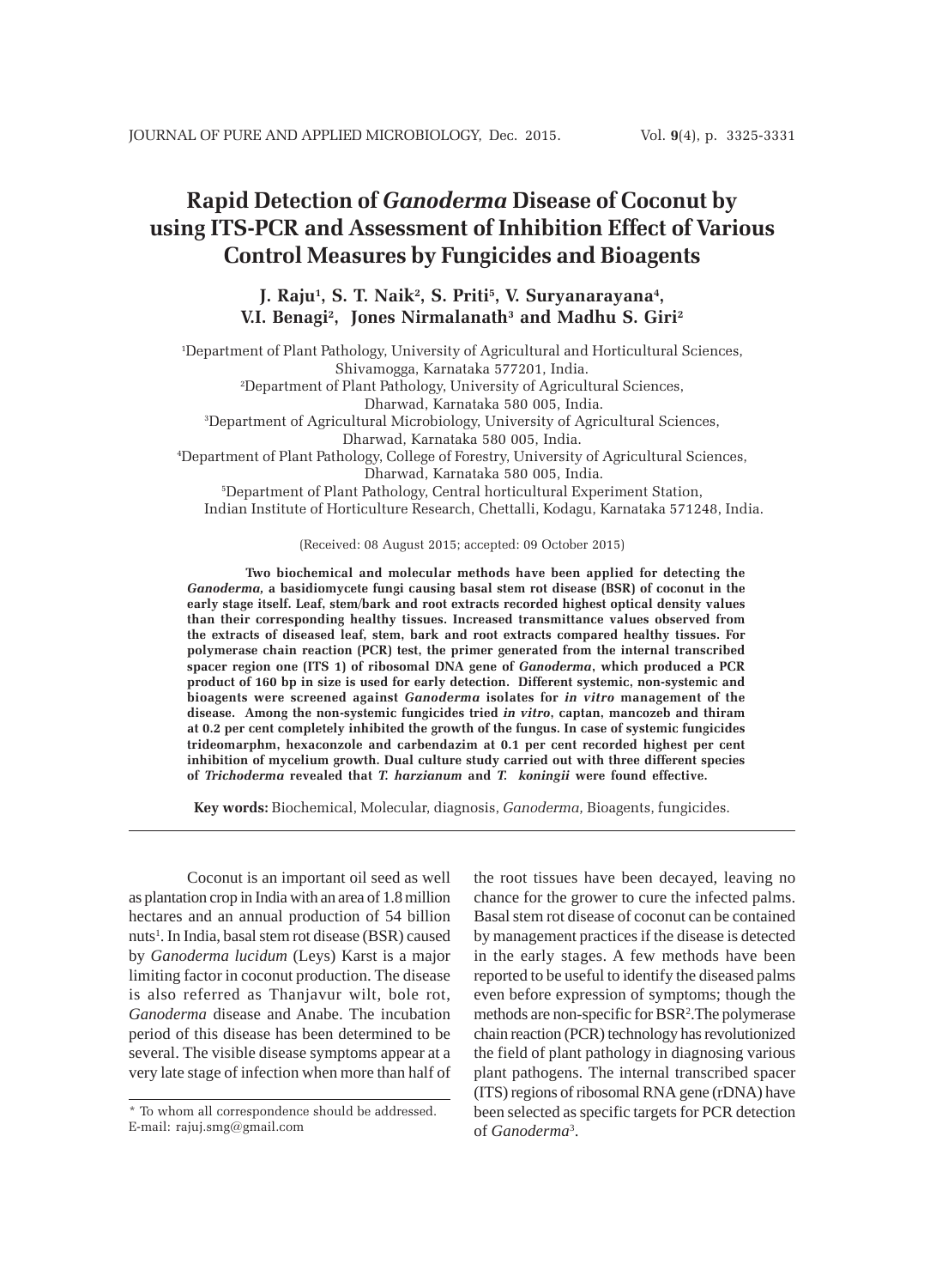# Rapid Detection of *Ganoderma* Disease of Coconut by using ITS-PCR and Assessment of Inhibition Effect of Various Control Measures by Fungicides and Bioagents

**J. Raju[1], S. T. Naik[2], S. Priti[5], V. Suryanarayana[4], V.I. Benagi[2], Jones Nirmalanath[3] and Madhu S. Giri[2]**

[1]Department of Plant Pathology, University of Agricultural and Horticultural Sciences, Shivamogga, Karnataka 577201, India.
[2]Department of Plant Pathology, University of Agricultural Sciences, Dharwad, Karnataka 580 005, India.
[3]Department of Agricultural Microbiology, University of Agricultural Sciences, Dharwad, Karnataka 580 005, India.
[4]Department of Plant Pathology, College of Forestry, University of Agricultural Sciences, Dharwad, Karnataka 580 005, India.
[5]Department of Plant Pathology, Central horticultural Experiment Station, Indian Institute of Horticulture Research, Chettalli, Kodagu, Karnataka 571248, India.

(Received: 08 August 2015; accepted: 09 October 2015)

**Two biochemical and molecular methods have been applied for detecting the *Ganoderma*, a basidiomycete fungi causing basal stem rot disease (BSR) of coconut in the early stage itself. Leaf, stem/bark and root extracts recorded highest optical density values than their corresponding healthy tissues. Increased transmittance values observed from the extracts of diseased leaf, stem, bark and root extracts compared healthy tissues. For polymerase chain reaction (PCR) test, the primer generated from the internal transcribed spacer region one (ITS 1) of ribosomal DNA gene of *Ganoderma*, which produced a PCR product of 160 bp in size is used for early detection. Different systemic, non-systemic and bioagents were screened against *Ganoderma* isolates for *in vitro* management of the disease. Among the non-systemic fungicides tried *in vitro*, captan, mancozeb and thiram at 0.2 per cent completely inhibited the growth of the fungus. In case of systemic fungicides trideomarphm, hexaconzole and carbendazim at 0.1 per cent recorded highest per cent inhibition of mycelium growth. Dual culture study carried out with three different species of *Trichoderma* revealed that *T. harzianum* and *T. koningii* were found effective.**

**Key words:** Biochemical, Molecular, diagnosis, *Ganoderma*, Bioagents, fungicides.

---

Coconut is an important oil seed as well as plantation crop in India with an area of 1.8 million hectares and an annual production of 54 billion nuts[1]. In India, basal stem rot disease (BSR) caused by *Ganoderma lucidum* (Leys) Karst is a major limiting factor in coconut production. The disease is also referred as Thanjavur wilt, bole rot, *Ganoderma* disease and Anabe. The incubation period of this disease has been determined to be several. The visible disease symptoms appear at a very late stage of infection when more than half of the root tissues have been decayed, leaving no chance for the grower to cure the infected palms. Basal stem rot disease of coconut can be contained by management practices if the disease is detected in the early stages. A few methods have been reported to be useful to identify the diseased palms even before expression of symptoms; though the methods are non-specific for BSR[2]. The polymerase chain reaction (PCR) technology has revolutionized the field of plant pathology in diagnosing various plant pathogens. The internal transcribed spacer (ITS) regions of ribosomal RNA gene (rDNA) have been selected as specific targets for PCR detection of *Ganoderma*[3].

\* To whom all correspondence should be addressed.
E-mail: rajuj.smg@gmail.com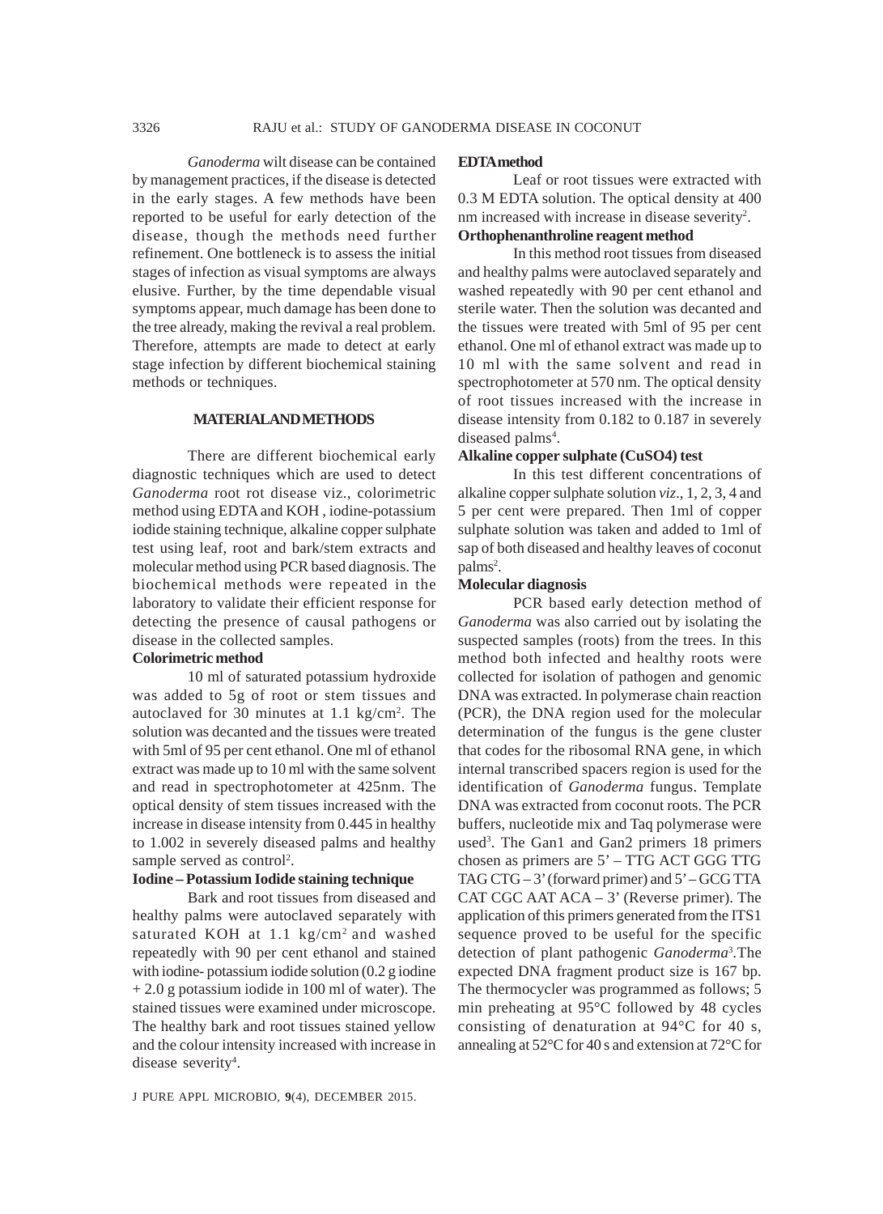*Ganoderma* wilt disease can be contained by management practices, if the disease is detected in the early stages. A few methods have been reported to be useful for early detection of the disease, though the methods need further refinement. One bottleneck is to assess the initial stages of infection as visual symptoms are always elusive. Further, by the time dependable visual symptoms appear, much damage has been done to the tree already, making the revival a real problem. Therefore, attempts are made to detect at early stage infection by different biochemical staining methods or techniques.

## MATERIAL AND METHODS

There are different biochemical early diagnostic techniques which are used to detect *Ganoderma* root rot disease viz., colorimetric method using EDTA and KOH , iodine-potassium iodide staining technique, alkaline copper sulphate test using leaf, root and bark/stem extracts and molecular method using PCR based diagnosis. The biochemical methods were repeated in the laboratory to validate their efficient response for detecting the presence of causal pathogens or disease in the collected samples.

### Colorimetric method

10 ml of saturated potassium hydroxide was added to 5g of root or stem tissues and autoclaved for 30 minutes at 1.1 kg/cm$^2$. The solution was decanted and the tissues were treated with 5ml of 95 per cent ethanol. One ml of ethanol extract was made up to 10 ml with the same solvent and read in spectrophotometer at 425nm. The optical density of stem tissues increased with the increase in disease intensity from 0.445 in healthy to 1.002 in severely diseased palms and healthy sample served as control[2].

### Iodine – Potassium Iodide staining technique

Bark and root tissues from diseased and healthy palms were autoclaved separately with saturated KOH at 1.1 kg/cm$^2$ and washed repeatedly with 90 per cent ethanol and stained with iodine- potassium iodide solution (0.2 g iodine + 2.0 g potassium iodide in 100 ml of water). The stained tissues were examined under microscope. The healthy bark and root tissues stained yellow and the colour intensity increased with increase in disease severity[4].

### EDTA method

Leaf or root tissues were extracted with 0.3 M EDTA solution. The optical density at 400 nm increased with increase in disease severity[2].

### Orthophenanthroline reagent method

In this method root tissues from diseased and healthy palms were autoclaved separately and washed repeatedly with 90 per cent ethanol and sterile water. Then the solution was decanted and the tissues were treated with 5ml of 95 per cent ethanol. One ml of ethanol extract was made up to 10 ml with the same solvent and read in spectrophotometer at 570 nm. The optical density of root tissues increased with the increase in disease intensity from 0.182 to 0.187 in severely diseased palms[4].

### Alkaline copper sulphate ($CuSO_4$) test

In this test different concentrations of alkaline copper sulphate solution *viz*., 1, 2, 3, 4 and 5 per cent were prepared. Then 1ml of copper sulphate solution was taken and added to 1ml of sap of both diseased and healthy leaves of coconut palms[2].

### Molecular diagnosis

PCR based early detection method of *Ganoderma* was also carried out by isolating the suspected samples (roots) from the trees. In this method both infected and healthy roots were collected for isolation of pathogen and genomic DNA was extracted. In polymerase chain reaction (PCR), the DNA region used for the molecular determination of the fungus is the gene cluster that codes for the ribosomal RNA gene, in which internal transcribed spacers region is used for the identification of *Ganoderma* fungus. Template DNA was extracted from coconut roots. The PCR buffers, nucleotide mix and Taq polymerase were used[3]. The Gan1 and Gan2 primers 18 primers chosen as primers are 5' – TTG ACT GGG TTG TAG CTG – 3' (forward primer) and 5' – GCG TTA CAT CGC AAT ACA – 3' (Reverse primer). The application of this primers generated from the ITS1 sequence proved to be useful for the specific detection of plant pathogenic *Ganoderma*[3]. The expected DNA fragment product size is 167 bp. The thermocycler was programmed as follows; 5 min preheating at 95°C followed by 48 cycles consisting of denaturation at 94°C for 40 s, annealing at 52°C for 40 s and extension at 72°C for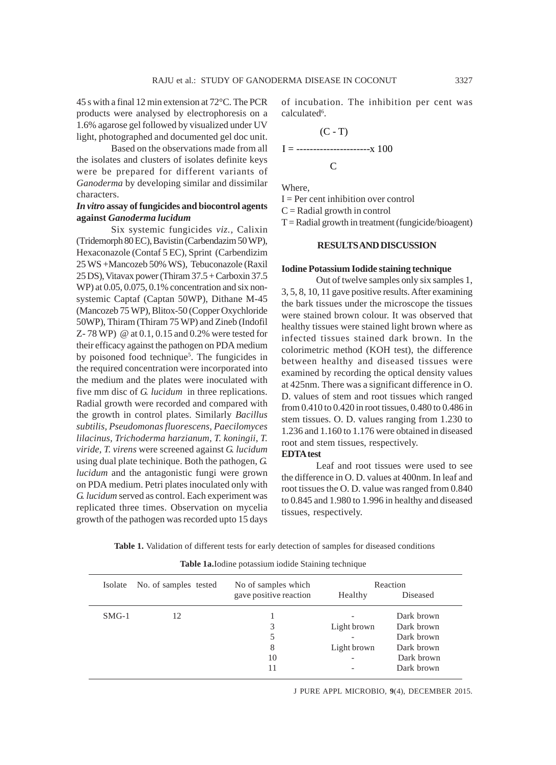45 s with a final 12 min extension at 72°C. The PCR products were analysed by electrophoresis on a 1.6% agarose gel followed by visualized under UV light, photographed and documented gel doc unit.

Based on the observations made from all the isolates and clusters of isolates definite keys were be prepared for different variants of *Ganoderma* by developing similar and dissimilar characters.

### *In vitro* assay of fungicides and biocontrol agents against *Ganoderma lucidum*

Six systemic fungicides *viz.*, Calixin (Tridemorph 80 EC), Bavistin (Carbendazim 50 WP), Hexaconazole (Contaf 5 EC), Sprint (Carbendizim 25 WS + Mancozeb 50% WS), Tebuconazole (Raxil 25 DS), Vitavax power (Thiram 37.5 + Carboxin 37.5 WP) at 0.05, 0.075, 0.1% concentration and six non-systemic Captaf (Captan 50WP), Dithane M-45 (Mancozeb 75 WP), Blitox-50 (Copper Oxychloride 50WP), Thiram (Thiram 75 WP) and Zineb (Indofil Z- 78 WP) @ at 0.1, 0.15 and 0.2% were tested for their efficacy against the pathogen on PDA medium by poisoned food technique[5]. The fungicides in the required concentration were incorporated into the medium and the plates were inoculated with five mm disc of *G. lucidum* in three replications. Radial growth were recorded and compared with the growth in control plates. Similarly *Bacillus subtilis, Pseudomonas fluorescens, Paecilomyces lilacinus, Trichoderma harzianum, T. koningii, T. viride, T. virens* were screened against *G. lucidum* using dual plate techinique. Both the pathogen, *G. lucidum* and the antagonistic fungi were grown on PDA medium. Petri plates inoculated only with *G. lucidum* served as control. Each experiment was replicated three times. Observation on mycelia growth of the pathogen was recorded upto 15 days of incubation. The inhibition per cent was calculated[6].

$$I = \frac{(C - T)}{C} \times 100$$

Where,

I = Per cent inhibition over control

C = Radial growth in control

T = Radial growth in treatment (fungicide/bioagent)

## RESULTS AND DISCUSSION

### Iodine Potassium Iodide staining technique

Out of twelve samples only six samples 1, 3, 5, 8, 10, 11 gave positive results. After examining the bark tissues under the microscope the tissues were stained brown colour. It was observed that healthy tissues were stained light brown where as infected tissues stained dark brown. In the colorimetric method (KOH test), the difference between healthy and diseased tissues were examined by recording the optical density values at 425nm. There was a significant difference in O. D. values of stem and root tissues which ranged from 0.410 to 0.420 in root tissues, 0.480 to 0.486 in stem tissues. O. D. values ranging from 1.230 to 1.236 and 1.160 to 1.176 were obtained in diseased root and stem tissues, respectively.

### EDTA test

Leaf and root tissues were used to see the difference in O. D. values at 400nm. In leaf and root tissues the O. D. value was ranged from 0.840 to 0.845 and 1.980 to 1.996 in healthy and diseased tissues, respectively.

**Table 1.** Validation of different tests for early detection of samples for diseased conditions

**Table 1a.** Iodine potassium iodide Staining technique

| Isolate | No. of samples tested | No of samples which gave positive reaction | Reaction | |
|---|---|---|---|---|
| | | | Healthy | Diseased |
| SMG-1 | 12 | 1 | - | Dark brown |
| | | 3 | Light brown | Dark brown |
| | | 5 | - | Dark brown |
| | | 8 | Light brown | Dark brown |
| | | 10 | - | Dark brown |
| | | 11 | - | Dark brown |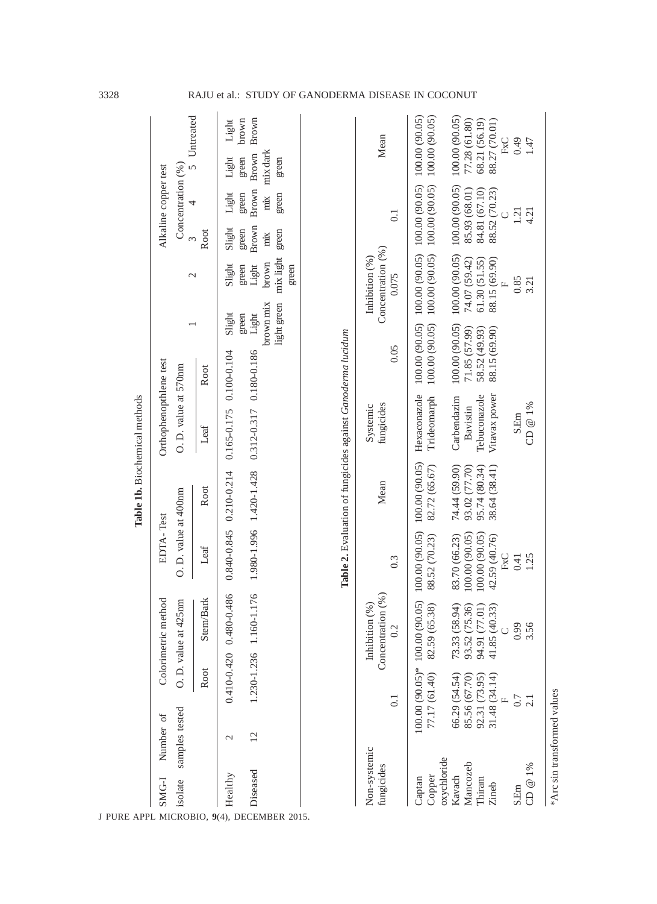**Table 1b.** Biochemical methods

| SMG-I isolate | Number of samples tested | Colorimetric method O. D. value at 425nm | | EDTA- Test O. D. value at 400nm | | Orthophenopthlene test O. D. value at 570nm | | Alkaline copper test Concentration (%) | | | | | |
|---|---|---|---|---|---|---|---|---|---|---|---|---|---|
| | | Root | Stem/Bark | Leaf | Root | Leaf | Root | 1 | 2 | 3 Root | 4 | 5 | Untreated |
| Healthy | 2 | 0.410-0.420 | 0.480-0.486 | 0.840-0.845 | 0.210-0.214 | 0.165-0.175 | 0.100-0.104 | Slight green | Slight green | Slight green | Light green | Light green | Light brown |
| Diseased | 12 | 1.230-1.236 | 1.160-1.176 | 1.980-1.996 | 1.420-1.428 | 0.312-0.317 | 0.180-0.186 | Light brown mix light green | Light brown mix light green | Brown mix green | Brown mix green | Brown mix dark green | Brown |

**Table 2.** Evaluation of fungicides against *Ganoderma lucidum*

| Non-systemic fungicides | Inhibition (%) Concentration (%) 0.1 | 0.2 | 0.3 | Mean | Systemic fungicides | Inhibition (%) Concentration (%) 0.05 | 0.075 | 0.1 | Mean |
|---|---|---|---|---|---|---|---|---|---|
| Captan | 100.00 (90.05)* | 100.00 (90.05) | 100.00 (90.05) | 100.00 (90.05) | Hexaconazole | 100.00 (90.05) | 100.00 (90.05) | 100.00 (90.05) | 100.00 (90.05) |
| Copper oxychloride | 77.17 (61.40) | 82.59 (65.38) | 88.52 (70.23) | 82.72 (65.67) | Trideomarph | 100.00 (90.05) | 100.00 (90.05) | 100.00 (90.05) | 100.00 (90.05) |
| Kavach | 66.29 (54.54) | 73.33 (58.94) | 83.70 (66.23) | 74.44 (59.90) | Carbendazim | 100.00 (90.05) | 100.00 (90.05) | 100.00 (90.05) | 100.00 (90.05) |
| Mancozeb | 85.56 (67.70) | 93.52 (75.36) | 100.00 (90.05) | 93.02 (77.70) | Bavistin | 71.85 (57.99) | 74.07 (59.42) | 85.93 (68.01) | 77.28 (61.80) |
| Thiram | 92.31 (73.95) | 94.91 (77.01) | 100.00 (90.05) | 95.74 (80.34) | Tebuconazole | 58.52 (49.93) | 61.30 (51.55) | 84.81 (67.10) | 68.21 (56.19) |
| Zineb | 31.48 (34.14) | 41.85 (40.33) | 42.59 (40.76) | 38.64 (38.41) | Vitavax power | 88.15 (69.90) | 88.15 (69.90) | 88.52 (70.23) | 88.27 (70.01) |
| | F | C | FxC | | | F | | C | FxC |
| S.Em | 0.7 | 0.99 | 0.41 | | S.Em | | 0.85 | 1.21 | 0.49 |
| CD @ 1% | 2.1 | 3.56 | 1.25 | | CD @ 1% | | 3.21 | 4.21 | 1.47 |

*Arc sin transformed values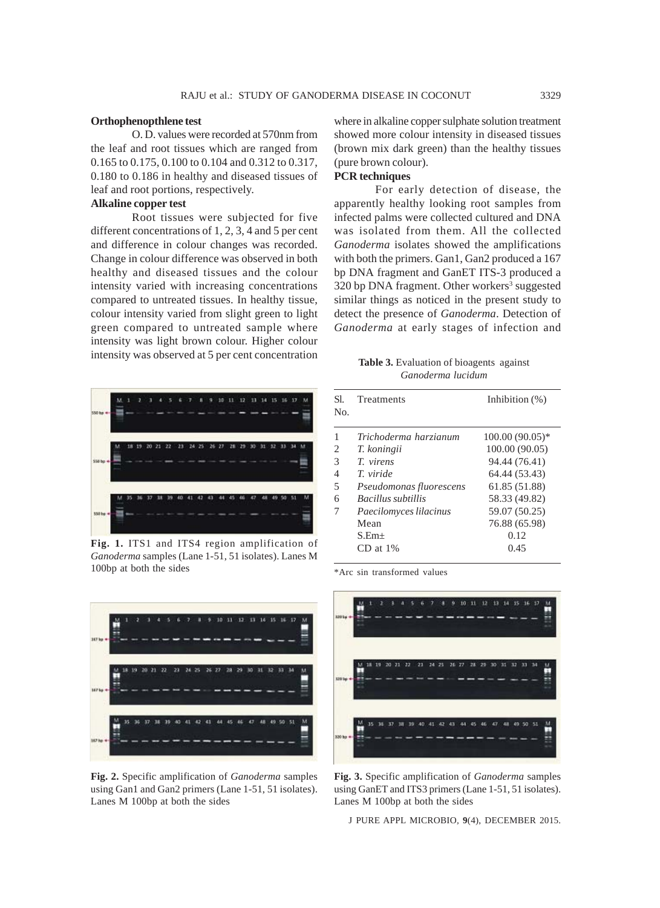**Orthophenopthlene test**

O. D. values were recorded at 570nm from the leaf and root tissues which are ranged from 0.165 to 0.175, 0.100 to 0.104 and 0.312 to 0.317, 0.180 to 0.186 in healthy and diseased tissues of leaf and root portions, respectively.

**Alkaline copper test**

Root tissues were subjected for five different concentrations of 1, 2, 3, 4 and 5 per cent and difference in colour changes was recorded. Change in colour difference was observed in both healthy and diseased tissues and the colour intensity varied with increasing concentrations compared to untreated tissues. In healthy tissue, colour intensity varied from slight green to light green compared to untreated sample where intensity was light brown colour. Higher colour intensity was observed at 5 per cent concentration where in alkaline copper sulphate solution treatment showed more colour intensity in diseased tissues (brown mix dark green) than the healthy tissues (pure brown colour).

**PCR techniques**

For early detection of disease, the apparently healthy looking root samples from infected palms were collected cultured and DNA was isolated from them. All the collected *Ganoderma* isolates showed the amplifications with both the primers. Gan1, Gan2 produced a 167 bp DNA fragment and GanET ITS-3 produced a 320 bp DNA fragment. Other workers[3] suggested similar things as noticed in the present study to detect the presence of *Ganoderma*. Detection of *Ganoderma* at early stages of infection and

**Fig. 1.** ITS1 and ITS4 region amplification of *Ganoderma* samples (Lane 1-51, 51 isolates). Lanes M 100bp at both the sides

**Table 3.** Evaluation of bioagents against *Ganoderma lucidum*

| Sl. No. | Treatments | Inhibition (%) |
|---|---|---|
| 1 | *Trichoderma harzianum* | 100.00 (90.05)* |
| 2 | *T. koningii* | 100.00 (90.05) |
| 3 | *T. virens* | 94.44 (76.41) |
| 4 | *T. viride* | 64.44 (53.43) |
| 5 | *Pseudomonas fluorescens* | 61.85 (51.88) |
| 6 | *Bacillus subtillis* | 58.33 (49.82) |
| 7 | *Paecilomyces lilacinus* | 59.07 (50.25) |
| | Mean | 76.88 (65.98) |
| | S.Em± | 0.12 |
| | CD at 1% | 0.45 |

*Arc sin transformed values

**Fig. 2.** Specific amplification of *Ganoderma* samples using Gan1 and Gan2 primers (Lane 1-51, 51 isolates). Lanes M 100bp at both the sides

**Fig. 3.** Specific amplification of *Ganoderma* samples using GanET and ITS3 primers (Lane 1-51, 51 isolates). Lanes M 100bp at both the sides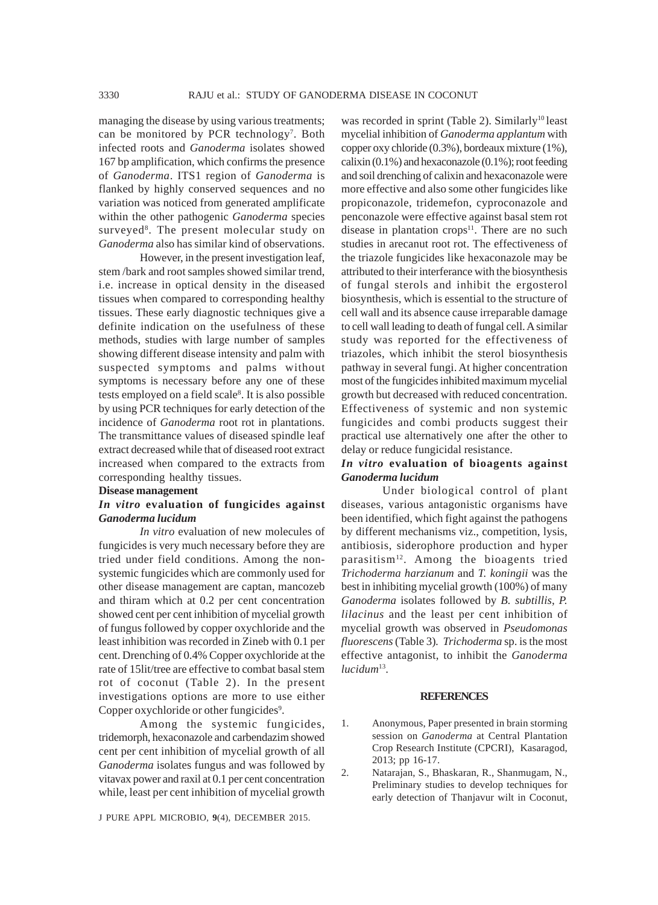managing the disease by using various treatments; can be monitored by PCR technology[7]. Both infected roots and *Ganoderma* isolates showed 167 bp amplification, which confirms the presence of *Ganoderma*. ITS1 region of *Ganoderma* is flanked by highly conserved sequences and no variation was noticed from generated amplificate within the other pathogenic *Ganoderma* species surveyed[8]. The present molecular study on *Ganoderma* also has similar kind of observations.

However, in the present investigation leaf, stem /bark and root samples showed similar trend, i.e. increase in optical density in the diseased tissues when compared to corresponding healthy tissues. These early diagnostic techniques give a definite indication on the usefulness of these methods, studies with large number of samples showing different disease intensity and palm with suspected symptoms and palms without symptoms is necessary before any one of these tests employed on a field scale[8]. It is also possible by using PCR techniques for early detection of the incidence of *Ganoderma* root rot in plantations. The transmittance values of diseased spindle leaf extract decreased while that of diseased root extract increased when compared to the extracts from corresponding healthy tissues.

**Disease management**

### *In vitro* evaluation of fungicides against *Ganoderma lucidum*

*In vitro* evaluation of new molecules of fungicides is very much necessary before they are tried under field conditions. Among the non-systemic fungicides which are commonly used for other disease management are captan, mancozeb and thiram which at 0.2 per cent concentration showed cent per cent inhibition of mycelial growth of fungus followed by copper oxychloride and the least inhibition was recorded in Zineb with 0.1 per cent. Drenching of 0.4% Copper oxychloride at the rate of 15lit/tree are effective to combat basal stem rot of coconut (Table 2). In the present investigations options are more to use either Copper oxychloride or other fungicides[9].

Among the systemic fungicides, tridemorph, hexaconazole and carbendazim showed cent per cent inhibition of mycelial growth of all *Ganoderma* isolates fungus and was followed by vitavax power and raxil at 0.1 per cent concentration while, least per cent inhibition of mycelial growth was recorded in sprint (Table 2). Similarly[10] least mycelial inhibition of *Ganoderma applantum* with copper oxy chloride (0.3%), bordeaux mixture (1%), calixin (0.1%) and hexaconazole (0.1%); root feeding and soil drenching of calixin and hexaconazole were more effective and also some other fungicides like propiconazole, tridemefon, cyproconazole and penconazole were effective against basal stem rot disease in plantation crops[11]. There are no such studies in arecanut root rot. The effectiveness of the triazole fungicides like hexaconazole may be attributed to their interferance with the biosynthesis of fungal sterols and inhibit the ergosterol biosynthesis, which is essential to the structure of cell wall and its absence cause irreparable damage to cell wall leading to death of fungal cell. A similar study was reported for the effectiveness of triazoles, which inhibit the sterol biosynthesis pathway in several fungi. At higher concentration most of the fungicides inhibited maximum mycelial growth but decreased with reduced concentration. Effectiveness of systemic and non systemic fungicides and combi products suggest their practical use alternatively one after the other to delay or reduce fungicidal resistance.

### *In vitro* evaluation of bioagents against *Ganoderma lucidum*

Under biological control of plant diseases, various antagonistic organisms have been identified, which fight against the pathogens by different mechanisms viz., competition, lysis, antibiosis, siderophore production and hyper parasitism[12]. Among the bioagents tried *Trichoderma harzianum* and *T. koningii* was the best in inhibiting mycelial growth (100%) of many *Ganoderma* isolates followed by *B. subtillis*, *P. lilacinus* and the least per cent inhibition of mycelial growth was observed in *Pseudomonas fluorescens* (Table 3). *Trichoderma* sp. is the most effective antagonist, to inhibit the *Ganoderma lucidum*[13].

## REFERENCES

1. Anonymous, Paper presented in brain storming session on *Ganoderma* at Central Plantation Crop Research Institute (CPCRI), Kasaragod, 2013; pp 16-17.
2. Natarajan, S., Bhaskaran, R., Shanmugam, N., Preliminary studies to develop techniques for early detection of Thanjavur wilt in Coconut,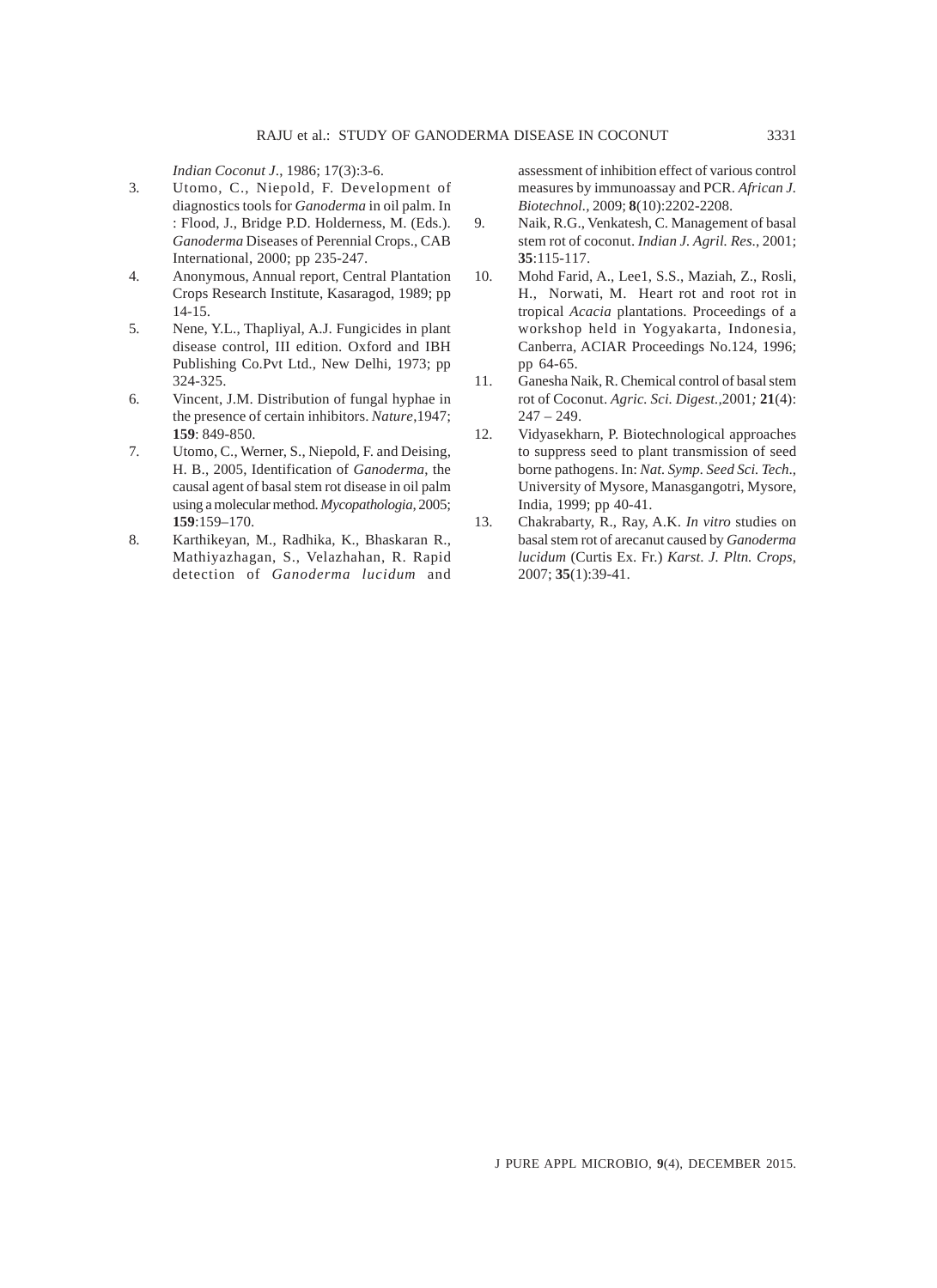*Indian Coconut J*., 1986; 17(3):3-6.

3. Utomo, C., Niepold, F. Development of diagnostics tools for *Ganoderma* in oil palm. In : Flood, J., Bridge P.D. Holderness, M. (Eds.). *Ganoderma* Diseases of Perennial Crops., CAB International, 2000; pp 235-247.
4. Anonymous, Annual report, Central Plantation Crops Research Institute, Kasaragod, 1989; pp 14-15.
5. Nene, Y.L., Thapliyal, A.J. Fungicides in plant disease control, III edition. Oxford and IBH Publishing Co.Pvt Ltd., New Delhi, 1973; pp 324-325.
6. Vincent, J.M. Distribution of fungal hyphae in the presence of certain inhibitors. *Nature*,1947; **159**: 849-850.
7. Utomo, C., Werner, S., Niepold, F. and Deising, H. B., 2005, Identification of *Ganoderma*, the causal agent of basal stem rot disease in oil palm using a molecular method. *Mycopathologia*, 2005; **159**:159–170.
8. Karthikeyan, M., Radhika, K., Bhaskaran R., Mathiyazhagan, S., Velazhahan, R. Rapid detection of *Ganoderma lucidum* and assessment of inhibition effect of various control measures by immunoassay and PCR. *African J. Biotechnol.*, 2009; **8**(10):2202-2208.
9. Naik, R.G., Venkatesh, C. Management of basal stem rot of coconut. *Indian J. Agril. Res.*, 2001; **35**:115-117.
10. Mohd Farid, A., Lee1, S.S., Maziah, Z., Rosli, H., Norwati, M. Heart rot and root rot in tropical *Acacia* plantations. Proceedings of a workshop held in Yogyakarta, Indonesia, Canberra, ACIAR Proceedings No.124, 1996; pp 64-65.
11. Ganesha Naik, R. Chemical control of basal stem rot of Coconut. *Agric. Sci. Digest.*,2001*;* **21**(4): 247 – 249.
12. Vidyasekharn, P. Biotechnological approaches to suppress seed to plant transmission of seed borne pathogens. In: *Nat. Symp. Seed Sci. Tech*., University of Mysore, Manasgangotri, Mysore, India, 1999; pp 40-41.
13. Chakrabarty, R., Ray, A.K. *In vitro* studies on basal stem rot of arecanut caused by *Ganoderma lucidum* (Curtis Ex. Fr.) *Karst. J. Pltn. Crops*, 2007; **35**(1):39-41.